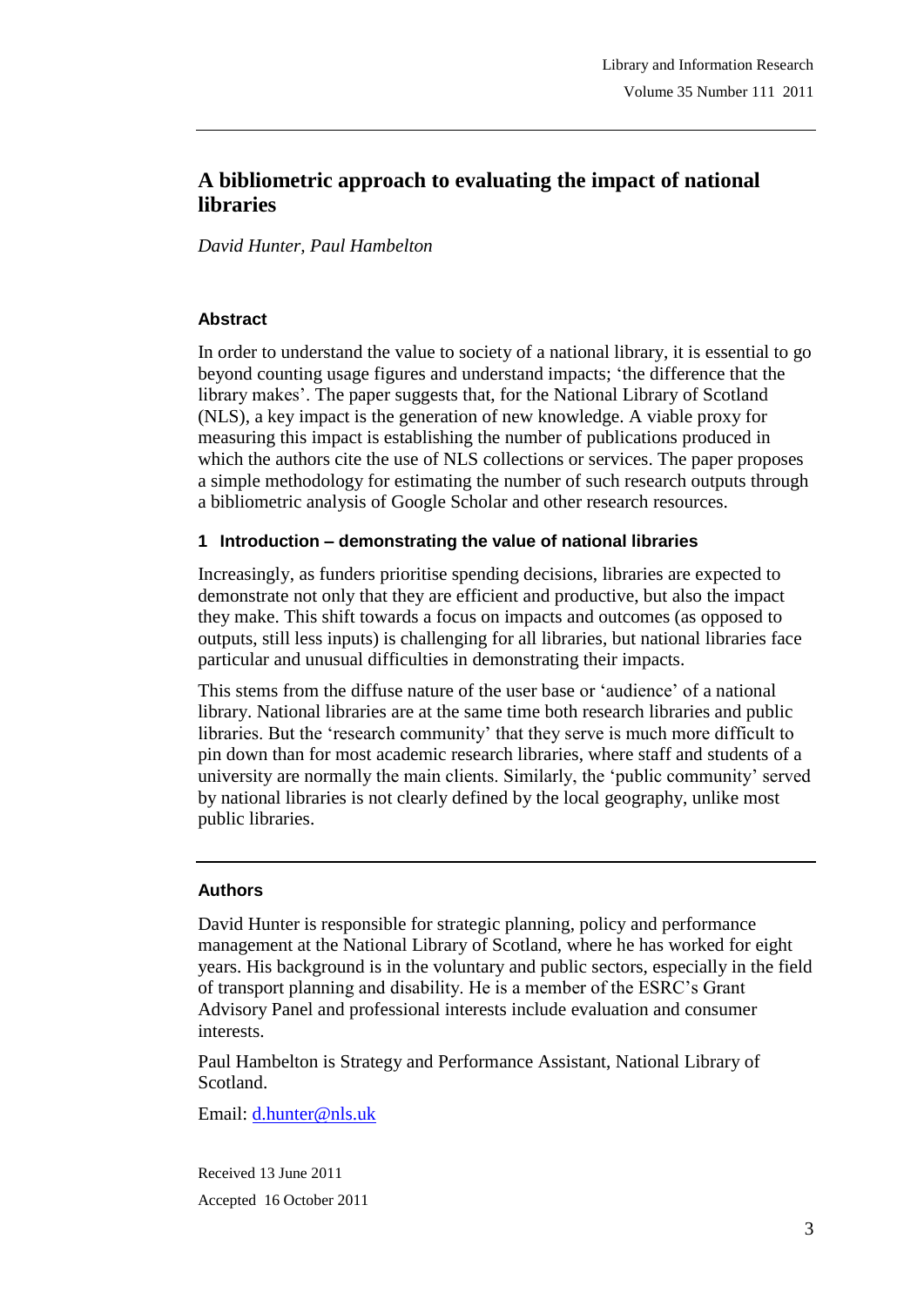# A bibliometric approach to evaluating the impact of national libraries

*David Hunter, Paul Hambelton*

### Abstract

In order to understand the value to society of a national library, it is essential to go beyond counting usage figures and understand impacts; 'the difference that the library makes'. The paper suggests that, for the National Library of Scotland (NLS), a key impact is the generation of new knowledge. A viable proxy for measuring this impact is establishing the number of publications produced in which the authors cite the use of NLS collections or services. The paper proposes a simple methodology for estimating the number of such research outputs through a bibliometric analysis of Google Scholar and other research resources.

## 1 Introduction – demonstrating the value of national libraries

Increasingly, as funders prioritise spending decisions, libraries are expected to demonstrate not only that they are efficient and productive, but also the impact they make. This shift towards a focus on impacts and outcomes (as opposed to outputs, still less inputs) is challenging for all libraries, but national libraries face particular and unusual difficulties in demonstrating their impacts.

This stems from the diffuse nature of the user base or 'audience' of a national library. National libraries are at the same time both research libraries and public libraries. But the 'research community' that they serve is much more difficult to pin down than for most academic research libraries, where staff and students of a university are normally the main clients. Similarly, the 'public community' served by national libraries is not clearly defined by the local geography, unlike most public libraries.

---

### Authors

David Hunter is responsible for strategic planning, policy and performance management at the National Library of Scotland, where he has worked for eight years. His background is in the voluntary and public sectors, especially in the field of transport planning and disability. He is a member of the ESRC's Grant Advisory Panel and professional interests include evaluation and consumer interests.

Paul Hambelton is Strategy and Performance Assistant, National Library of Scotland.

Email: d.hunter@nls.uk

Received 13 June 2011

Accepted 16 October 2011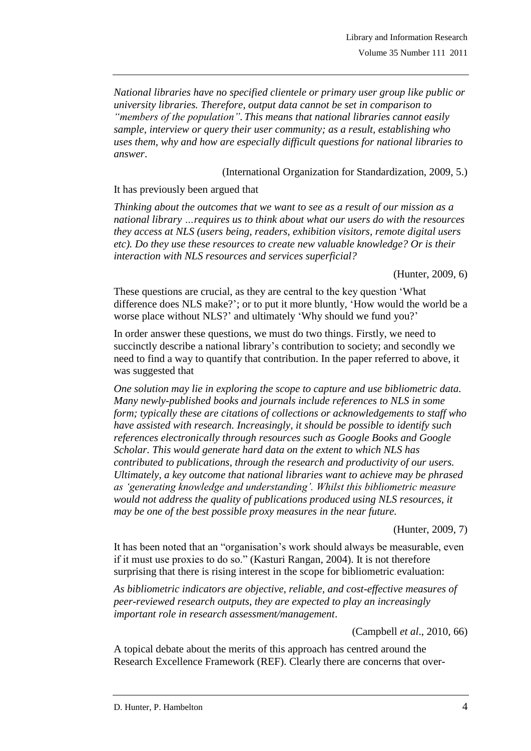*National libraries have no specified clientele or primary user group like public or university libraries. Therefore, output data cannot be set in comparison to "members of the population". This means that national libraries cannot easily sample, interview or query their user community; as a result, establishing who uses them, why and how are especially difficult questions for national libraries to answer*.

(International Organization for Standardization, 2009, 5.)

It has previously been argued that

*Thinking about the outcomes that we want to see as a result of our mission as a national library …requires us to think about what our users do with the resources they access at NLS (users being, readers, exhibition visitors, remote digital users etc). Do they use these resources to create new valuable knowledge? Or is their interaction with NLS resources and services superficial?*

(Hunter, 2009, 6)

These questions are crucial, as they are central to the key question 'What difference does NLS make?'; or to put it more bluntly, 'How would the world be a worse place without NLS?' and ultimately 'Why should we fund you?'

In order answer these questions, we must do two things. Firstly, we need to succinctly describe a national library's contribution to society; and secondly we need to find a way to quantify that contribution. In the paper referred to above, it was suggested that

*One solution may lie in exploring the scope to capture and use bibliometric data. Many newly-published books and journals include references to NLS in some form; typically these are citations of collections or acknowledgements to staff who have assisted with research. Increasingly, it should be possible to identify such references electronically through resources such as Google Books and Google Scholar. This would generate hard data on the extent to which NLS has contributed to publications, through the research and productivity of our users. Ultimately, a key outcome that national libraries want to achieve may be phrased as 'generating knowledge and understanding'. Whilst this bibliometric measure would not address the quality of publications produced using NLS resources, it may be one of the best possible proxy measures in the near future.*

(Hunter, 2009, 7)

It has been noted that an "organisation's work should always be measurable, even if it must use proxies to do so." (Kasturi Rangan, 2004). It is not therefore surprising that there is rising interest in the scope for bibliometric evaluation:

*As bibliometric indicators are objective, reliable, and cost-effective measures of peer-reviewed research outputs, they are expected to play an increasingly important role in research assessment/management*.

(Campbell *et al*., 2010, 66)

A topical debate about the merits of this approach has centred around the Research Excellence Framework (REF). Clearly there are concerns that over-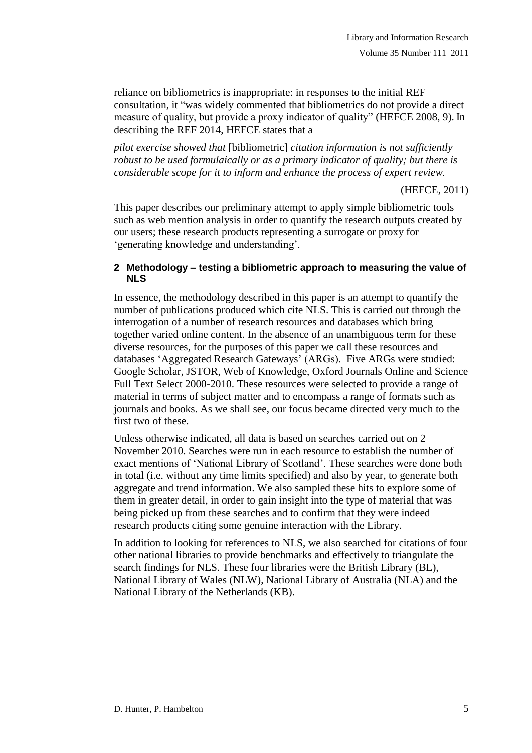reliance on bibliometrics is inappropriate: in responses to the initial REF consultation, it "was widely commented that bibliometrics do not provide a direct measure of quality, but provide a proxy indicator of quality" (HEFCE 2008, 9). In describing the REF 2014, HEFCE states that a

*pilot exercise showed that* [bibliometric] *citation information is not sufficiently robust to be used formulaically or as a primary indicator of quality; but there is considerable scope for it to inform and enhance the process of expert review.*

(HEFCE, 2011)

This paper describes our preliminary attempt to apply simple bibliometric tools such as web mention analysis in order to quantify the research outputs created by our users; these research products representing a surrogate or proxy for 'generating knowledge and understanding'.

## 2 Methodology – testing a bibliometric approach to measuring the value of NLS

In essence, the methodology described in this paper is an attempt to quantify the number of publications produced which cite NLS. This is carried out through the interrogation of a number of research resources and databases which bring together varied online content. In the absence of an unambiguous term for these diverse resources, for the purposes of this paper we call these resources and databases 'Aggregated Research Gateways' (ARGs). Five ARGs were studied: Google Scholar, JSTOR, Web of Knowledge, Oxford Journals Online and Science Full Text Select 2000-2010. These resources were selected to provide a range of material in terms of subject matter and to encompass a range of formats such as journals and books. As we shall see, our focus became directed very much to the first two of these.

Unless otherwise indicated, all data is based on searches carried out on 2 November 2010. Searches were run in each resource to establish the number of exact mentions of 'National Library of Scotland'. These searches were done both in total (i.e. without any time limits specified) and also by year, to generate both aggregate and trend information. We also sampled these hits to explore some of them in greater detail, in order to gain insight into the type of material that was being picked up from these searches and to confirm that they were indeed research products citing some genuine interaction with the Library.

In addition to looking for references to NLS, we also searched for citations of four other national libraries to provide benchmarks and effectively to triangulate the search findings for NLS. These four libraries were the British Library (BL), National Library of Wales (NLW), National Library of Australia (NLA) and the National Library of the Netherlands (KB).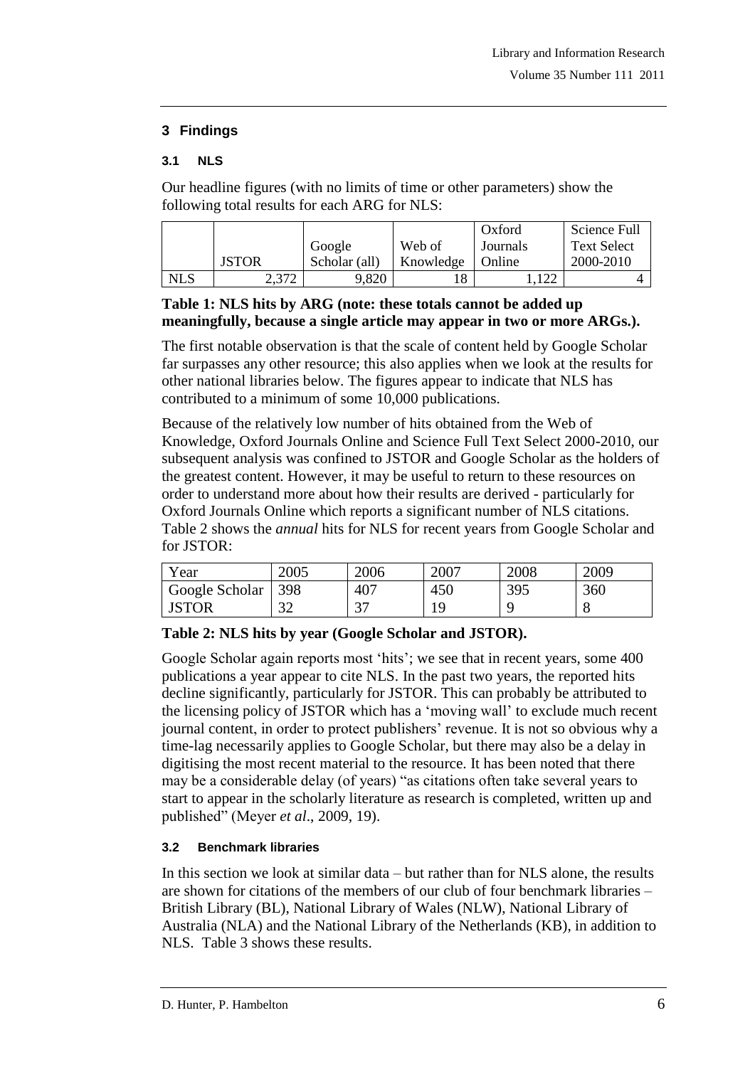## 3 Findings

### 3.1 NLS

Our headline figures (with no limits of time or other parameters) show the following total results for each ARG for NLS:

| | JSTOR | Google Scholar (all) | Web of Knowledge | Oxford Journals Online | Science Full Text Select 2000-2010 |
|---|---|---|---|---|---|
| NLS | 2,372 | 9,820 | 18 | 1,122 | 4 |

**Table 1: NLS hits by ARG (note: these totals cannot be added up meaningfully, because a single article may appear in two or more ARGs.).**

The first notable observation is that the scale of content held by Google Scholar far surpasses any other resource; this also applies when we look at the results for other national libraries below. The figures appear to indicate that NLS has contributed to a minimum of some 10,000 publications.

Because of the relatively low number of hits obtained from the Web of Knowledge, Oxford Journals Online and Science Full Text Select 2000-2010, our subsequent analysis was confined to JSTOR and Google Scholar as the holders of the greatest content. However, it may be useful to return to these resources on order to understand more about how their results are derived - particularly for Oxford Journals Online which reports a significant number of NLS citations. Table 2 shows the *annual* hits for NLS for recent years from Google Scholar and for JSTOR:

| Year | 2005 | 2006 | 2007 | 2008 | 2009 |
|---|---|---|---|---|---|
| Google Scholar | 398 | 407 | 450 | 395 | 360 |
| JSTOR | 32 | 37 | 19 | 9 | 8 |

**Table 2: NLS hits by year (Google Scholar and JSTOR).**

Google Scholar again reports most 'hits'; we see that in recent years, some 400 publications a year appear to cite NLS. In the past two years, the reported hits decline significantly, particularly for JSTOR. This can probably be attributed to the licensing policy of JSTOR which has a 'moving wall' to exclude much recent journal content, in order to protect publishers' revenue. It is not so obvious why a time-lag necessarily applies to Google Scholar, but there may also be a delay in digitising the most recent material to the resource. It has been noted that there may be a considerable delay (of years) "as citations often take several years to start to appear in the scholarly literature as research is completed, written up and published" (Meyer *et al*., 2009, 19).

### 3.2 Benchmark libraries

In this section we look at similar data – but rather than for NLS alone, the results are shown for citations of the members of our club of four benchmark libraries – British Library (BL), National Library of Wales (NLW), National Library of Australia (NLA) and the National Library of the Netherlands (KB), in addition to NLS. Table 3 shows these results.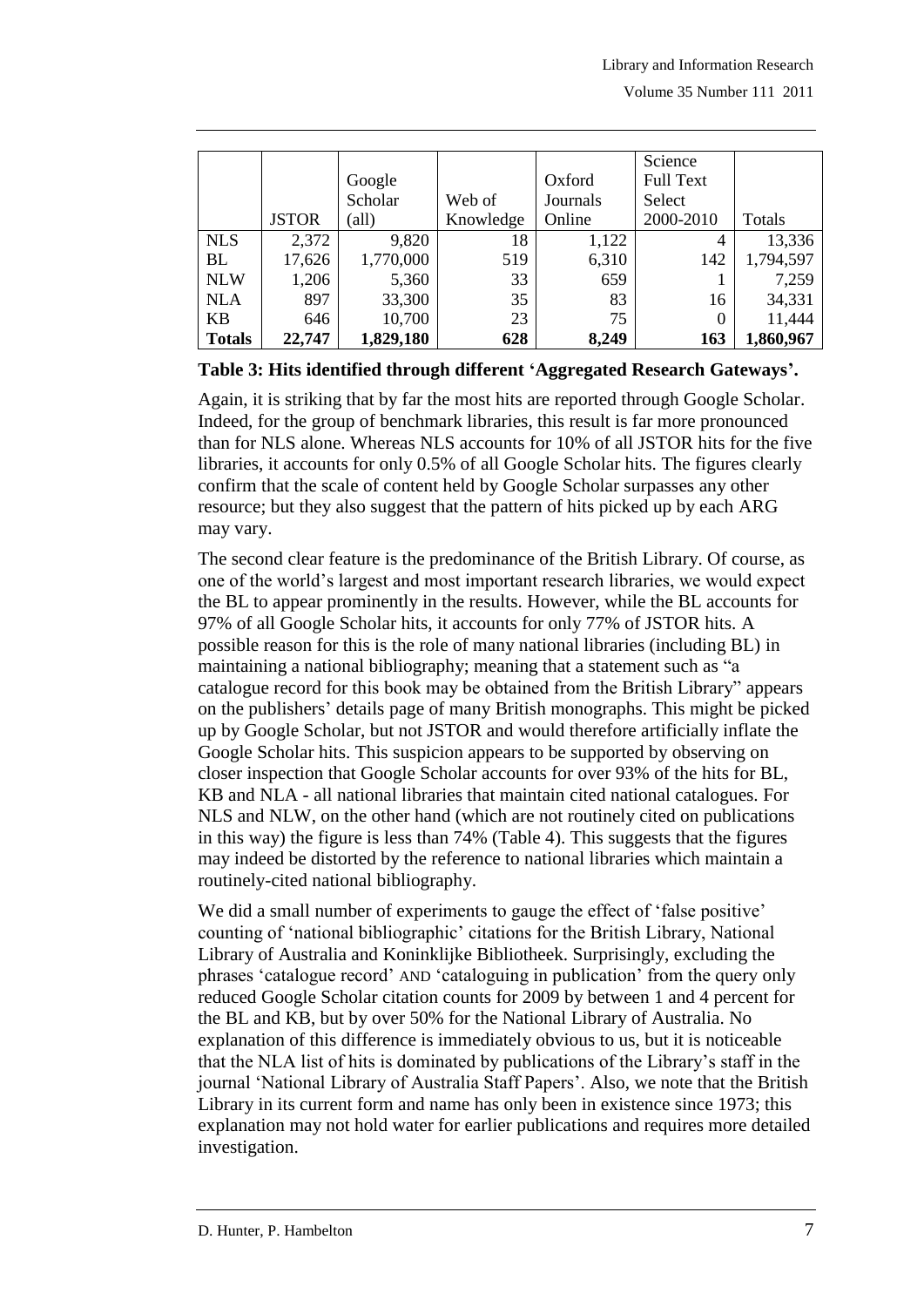| | JSTOR | Google Scholar (all) | Web of Knowledge | Oxford Journals Online | Science Full Text Select 2000-2010 | Totals |
|---|---|---|---|---|---|---|
| NLS | 2,372 | 9,820 | 18 | 1,122 | 4 | 13,336 |
| BL | 17,626 | 1,770,000 | 519 | 6,310 | 142 | 1,794,597 |
| NLW | 1,206 | 5,360 | 33 | 659 | 1 | 7,259 |
| NLA | 897 | 33,300 | 35 | 83 | 16 | 34,331 |
| KB | 646 | 10,700 | 23 | 75 | 0 | 11,444 |
| **Totals** | **22,747** | **1,829,180** | **628** | **8,249** | **163** | **1,860,967** |

**Table 3: Hits identified through different 'Aggregated Research Gateways'.**

Again, it is striking that by far the most hits are reported through Google Scholar. Indeed, for the group of benchmark libraries, this result is far more pronounced than for NLS alone. Whereas NLS accounts for 10% of all JSTOR hits for the five libraries, it accounts for only 0.5% of all Google Scholar hits. The figures clearly confirm that the scale of content held by Google Scholar surpasses any other resource; but they also suggest that the pattern of hits picked up by each ARG may vary.

The second clear feature is the predominance of the British Library. Of course, as one of the world's largest and most important research libraries, we would expect the BL to appear prominently in the results. However, while the BL accounts for 97% of all Google Scholar hits, it accounts for only 77% of JSTOR hits. A possible reason for this is the role of many national libraries (including BL) in maintaining a national bibliography; meaning that a statement such as "a catalogue record for this book may be obtained from the British Library" appears on the publishers' details page of many British monographs. This might be picked up by Google Scholar, but not JSTOR and would therefore artificially inflate the Google Scholar hits. This suspicion appears to be supported by observing on closer inspection that Google Scholar accounts for over 93% of the hits for BL, KB and NLA - all national libraries that maintain cited national catalogues. For NLS and NLW, on the other hand (which are not routinely cited on publications in this way) the figure is less than 74% (Table 4). This suggests that the figures may indeed be distorted by the reference to national libraries which maintain a routinely-cited national bibliography.

We did a small number of experiments to gauge the effect of 'false positive' counting of 'national bibliographic' citations for the British Library, National Library of Australia and Koninklijke Bibliotheek. Surprisingly, excluding the phrases 'catalogue record' AND 'cataloguing in publication' from the query only reduced Google Scholar citation counts for 2009 by between 1 and 4 percent for the BL and KB, but by over 50% for the National Library of Australia. No explanation of this difference is immediately obvious to us, but it is noticeable that the NLA list of hits is dominated by publications of the Library's staff in the journal 'National Library of Australia Staff Papers'. Also, we note that the British Library in its current form and name has only been in existence since 1973; this explanation may not hold water for earlier publications and requires more detailed investigation.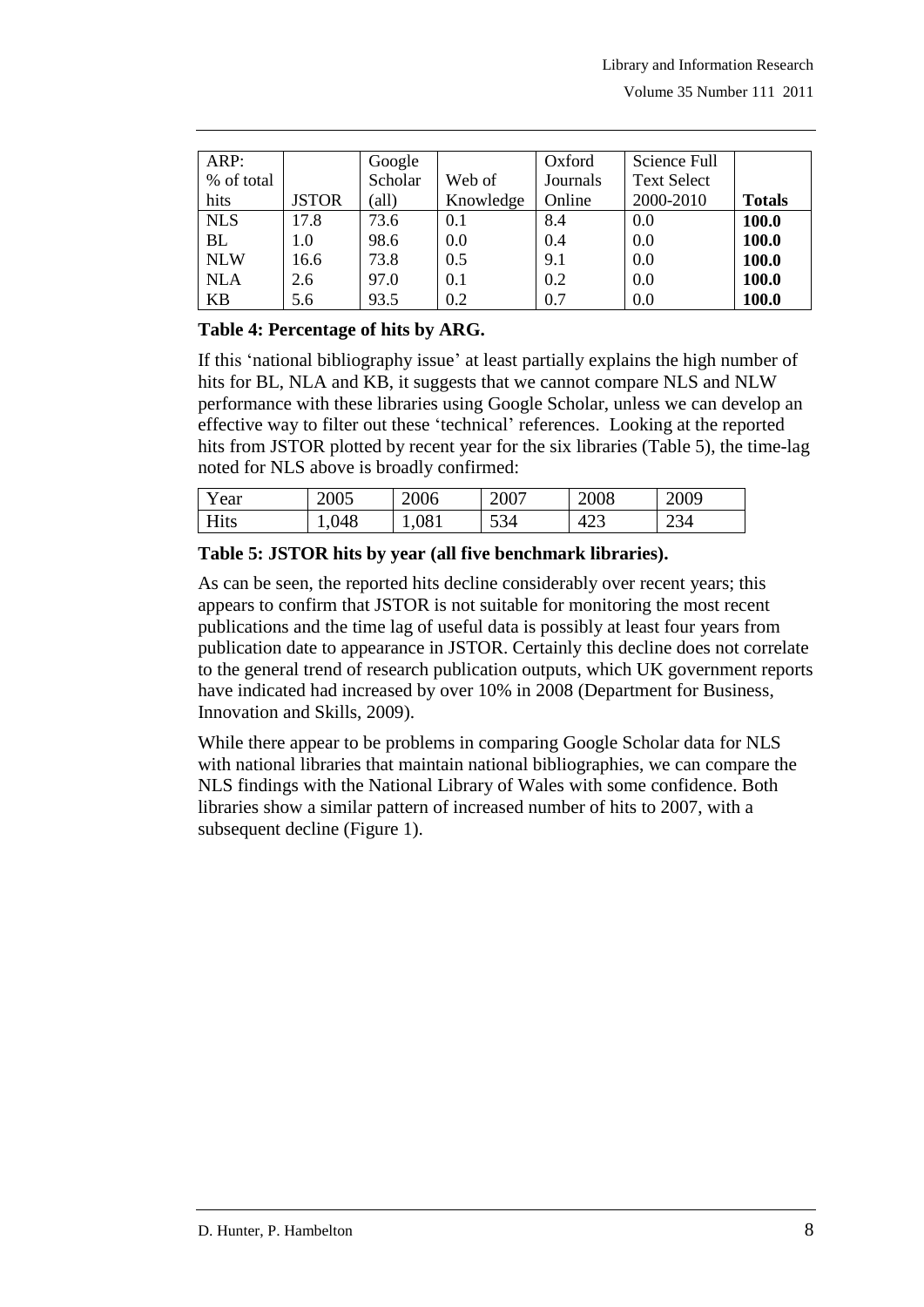| ARP: % of total hits | JSTOR | Google Scholar (all) | Web of Knowledge | Oxford Journals Online | Science Full Text Select 2000-2010 | **Totals** |
|---|---|---|---|---|---|---|
| NLS | 17.8 | 73.6 | 0.1 | 8.4 | 0.0 | **100.0** |
| BL | 1.0 | 98.6 | 0.0 | 0.4 | 0.0 | **100.0** |
| NLW | 16.6 | 73.8 | 0.5 | 9.1 | 0.0 | **100.0** |
| NLA | 2.6 | 97.0 | 0.1 | 0.2 | 0.0 | **100.0** |
| KB | 5.6 | 93.5 | 0.2 | 0.7 | 0.0 | **100.0** |

**Table 4: Percentage of hits by ARG.**

If this 'national bibliography issue' at least partially explains the high number of hits for BL, NLA and KB, it suggests that we cannot compare NLS and NLW performance with these libraries using Google Scholar, unless we can develop an effective way to filter out these 'technical' references. Looking at the reported hits from JSTOR plotted by recent year for the six libraries (Table 5), the time-lag noted for NLS above is broadly confirmed:

| Year | 2005 | 2006 | 2007 | 2008 | 2009 |
|---|---|---|---|---|---|
| Hits | 1,048 | 1,081 | 534 | 423 | 234 |

**Table 5: JSTOR hits by year (all five benchmark libraries).**

As can be seen, the reported hits decline considerably over recent years; this appears to confirm that JSTOR is not suitable for monitoring the most recent publications and the time lag of useful data is possibly at least four years from publication date to appearance in JSTOR. Certainly this decline does not correlate to the general trend of research publication outputs, which UK government reports have indicated had increased by over 10% in 2008 (Department for Business, Innovation and Skills, 2009).

While there appear to be problems in comparing Google Scholar data for NLS with national libraries that maintain national bibliographies, we can compare the NLS findings with the National Library of Wales with some confidence. Both libraries show a similar pattern of increased number of hits to 2007, with a subsequent decline (Figure 1).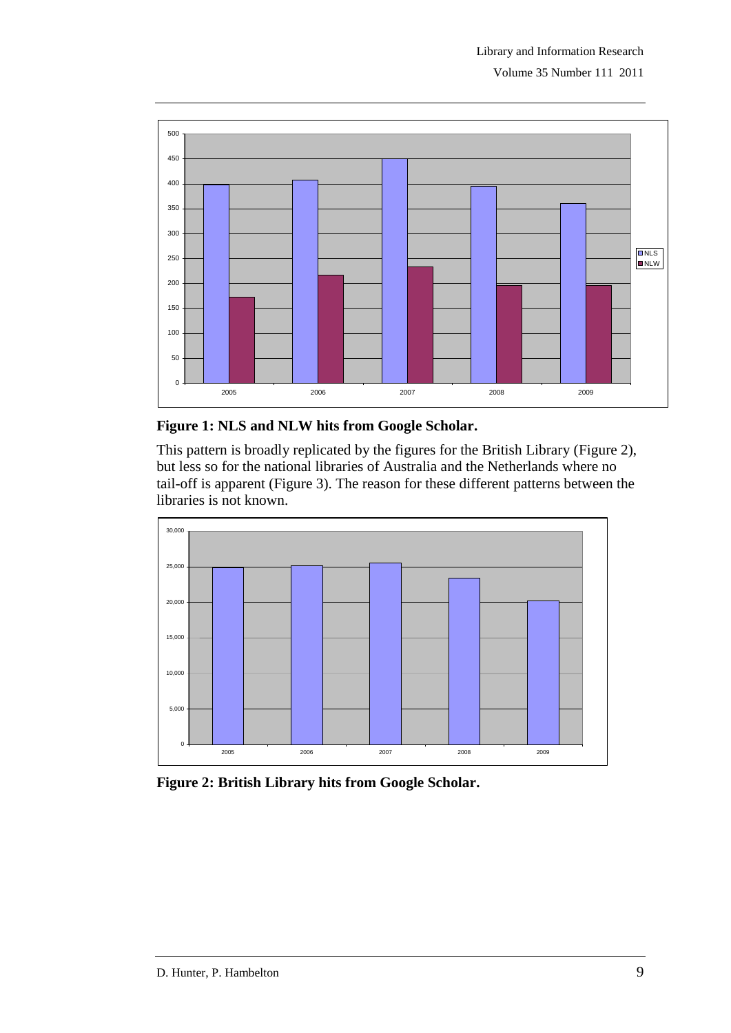**Figure 1: NLS and NLW hits from Google Scholar.**

This pattern is broadly replicated by the figures for the British Library (Figure 2), but less so for the national libraries of Australia and the Netherlands where no tail-off is apparent (Figure 3). The reason for these different patterns between the libraries is not known.

**Figure 2: British Library hits from Google Scholar.**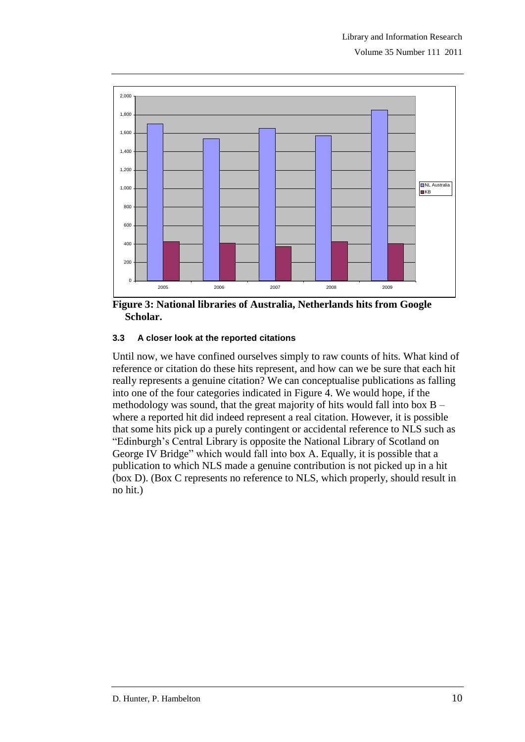**Figure 3: National libraries of Australia, Netherlands hits from Google Scholar.**

### 3.3 A closer look at the reported citations

Until now, we have confined ourselves simply to raw counts of hits. What kind of reference or citation do these hits represent, and how can we be sure that each hit really represents a genuine citation? We can conceptualise publications as falling into one of the four categories indicated in Figure 4. We would hope, if the methodology was sound, that the great majority of hits would fall into box B – where a reported hit did indeed represent a real citation. However, it is possible that some hits pick up a purely contingent or accidental reference to NLS such as "Edinburgh's Central Library is opposite the National Library of Scotland on George IV Bridge" which would fall into box A. Equally, it is possible that a publication to which NLS made a genuine contribution is not picked up in a hit (box D). (Box C represents no reference to NLS, which properly, should result in no hit.)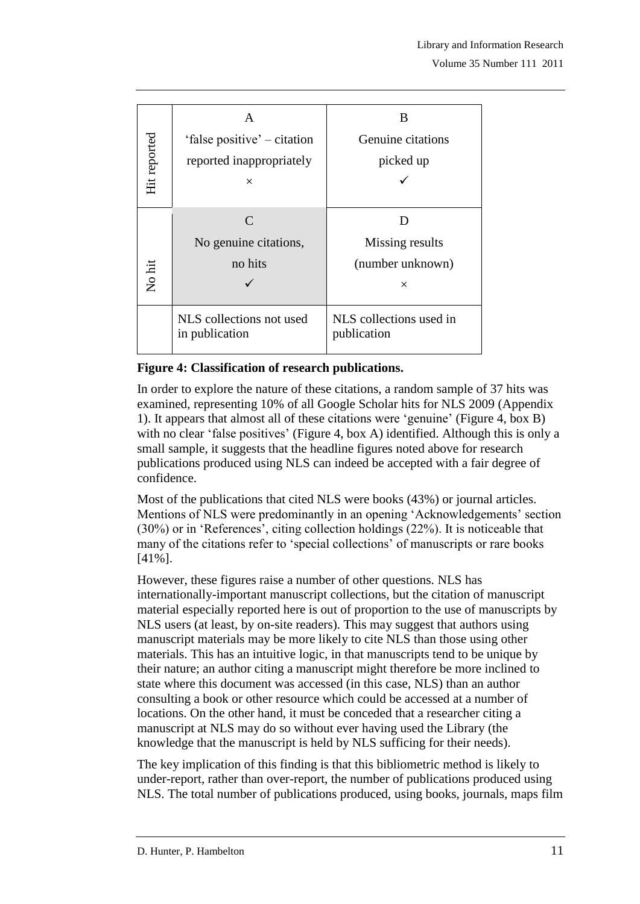|  | | |
|---|---|---|
| Hit reported | A<br>'false positive' – citation reported inappropriately<br>× | B<br>Genuine citations picked up<br>✓ |
| No hit | C<br>No genuine citations, no hits<br>✓ | D<br>Missing results (number unknown)<br>× |
|  | NLS collections not used in publication | NLS collections used in publication |

**Figure 4: Classification of research publications.**

In order to explore the nature of these citations, a random sample of 37 hits was examined, representing 10% of all Google Scholar hits for NLS 2009 (Appendix 1). It appears that almost all of these citations were 'genuine' (Figure 4, box B) with no clear 'false positives' (Figure 4, box A) identified. Although this is only a small sample, it suggests that the headline figures noted above for research publications produced using NLS can indeed be accepted with a fair degree of confidence.

Most of the publications that cited NLS were books (43%) or journal articles. Mentions of NLS were predominantly in an opening 'Acknowledgements' section (30%) or in 'References', citing collection holdings (22%). It is noticeable that many of the citations refer to 'special collections' of manuscripts or rare books [41%].

However, these figures raise a number of other questions. NLS has internationally-important manuscript collections, but the citation of manuscript material especially reported here is out of proportion to the use of manuscripts by NLS users (at least, by on-site readers). This may suggest that authors using manuscript materials may be more likely to cite NLS than those using other materials. This has an intuitive logic, in that manuscripts tend to be unique by their nature; an author citing a manuscript might therefore be more inclined to state where this document was accessed (in this case, NLS) than an author consulting a book or other resource which could be accessed at a number of locations. On the other hand, it must be conceded that a researcher citing a manuscript at NLS may do so without ever having used the Library (the knowledge that the manuscript is held by NLS sufficing for their needs).

The key implication of this finding is that this bibliometric method is likely to under-report, rather than over-report, the number of publications produced using NLS. The total number of publications produced, using books, journals, maps film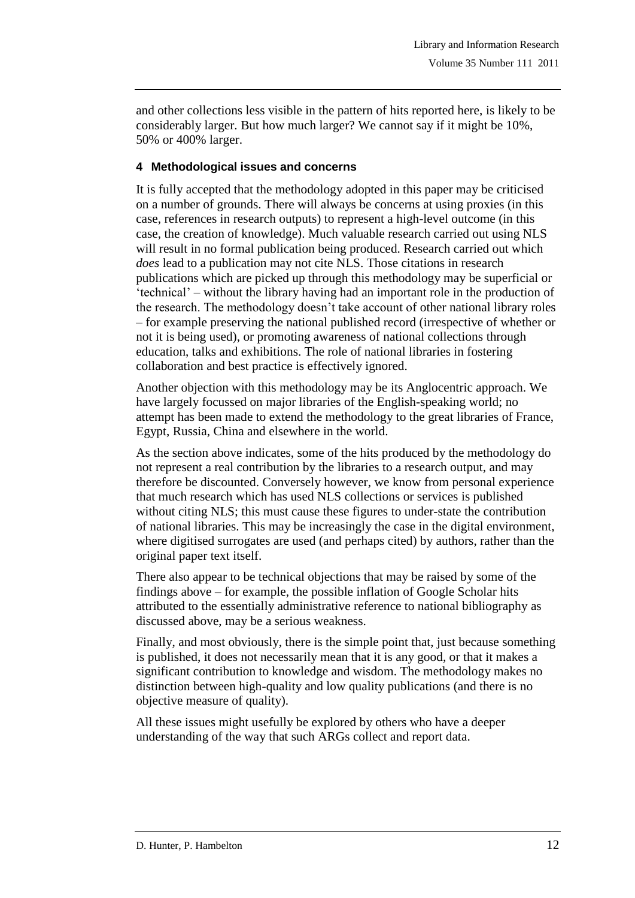and other collections less visible in the pattern of hits reported here, is likely to be considerably larger. But how much larger? We cannot say if it might be 10%, 50% or 400% larger.

## 4 Methodological issues and concerns

It is fully accepted that the methodology adopted in this paper may be criticised on a number of grounds. There will always be concerns at using proxies (in this case, references in research outputs) to represent a high-level outcome (in this case, the creation of knowledge). Much valuable research carried out using NLS will result in no formal publication being produced. Research carried out which *does* lead to a publication may not cite NLS. Those citations in research publications which are picked up through this methodology may be superficial or 'technical' – without the library having had an important role in the production of the research. The methodology doesn't take account of other national library roles – for example preserving the national published record (irrespective of whether or not it is being used), or promoting awareness of national collections through education, talks and exhibitions. The role of national libraries in fostering collaboration and best practice is effectively ignored.

Another objection with this methodology may be its Anglocentric approach. We have largely focussed on major libraries of the English-speaking world; no attempt has been made to extend the methodology to the great libraries of France, Egypt, Russia, China and elsewhere in the world.

As the section above indicates, some of the hits produced by the methodology do not represent a real contribution by the libraries to a research output, and may therefore be discounted. Conversely however, we know from personal experience that much research which has used NLS collections or services is published without citing NLS; this must cause these figures to under-state the contribution of national libraries. This may be increasingly the case in the digital environment, where digitised surrogates are used (and perhaps cited) by authors, rather than the original paper text itself.

There also appear to be technical objections that may be raised by some of the findings above – for example, the possible inflation of Google Scholar hits attributed to the essentially administrative reference to national bibliography as discussed above, may be a serious weakness.

Finally, and most obviously, there is the simple point that, just because something is published, it does not necessarily mean that it is any good, or that it makes a significant contribution to knowledge and wisdom. The methodology makes no distinction between high-quality and low quality publications (and there is no objective measure of quality).

All these issues might usefully be explored by others who have a deeper understanding of the way that such ARGs collect and report data.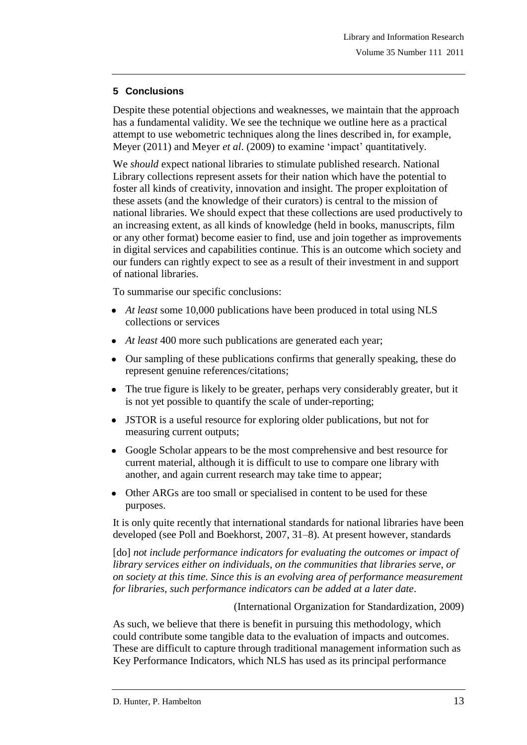## 5 Conclusions

Despite these potential objections and weaknesses, we maintain that the approach has a fundamental validity. We see the technique we outline here as a practical attempt to use webometric techniques along the lines described in, for example, Meyer (2011) and Meyer *et al*. (2009) to examine 'impact' quantitatively.

We *should* expect national libraries to stimulate published research. National Library collections represent assets for their nation which have the potential to foster all kinds of creativity, innovation and insight. The proper exploitation of these assets (and the knowledge of their curators) is central to the mission of national libraries. We should expect that these collections are used productively to an increasing extent, as all kinds of knowledge (held in books, manuscripts, film or any other format) become easier to find, use and join together as improvements in digital services and capabilities continue. This is an outcome which society and our funders can rightly expect to see as a result of their investment in and support of national libraries.

To summarise our specific conclusions:

- *At least* some 10,000 publications have been produced in total using NLS collections or services
- *At least* 400 more such publications are generated each year;
- Our sampling of these publications confirms that generally speaking, these do represent genuine references/citations;
- The true figure is likely to be greater, perhaps very considerably greater, but it is not yet possible to quantify the scale of under-reporting;
- JSTOR is a useful resource for exploring older publications, but not for measuring current outputs;
- Google Scholar appears to be the most comprehensive and best resource for current material, although it is difficult to use to compare one library with another, and again current research may take time to appear;
- Other ARGs are too small or specialised in content to be used for these purposes.

It is only quite recently that international standards for national libraries have been developed (see Poll and Boekhorst, 2007, 31–8). At present however, standards

> [do] *not include performance indicators for evaluating the outcomes or impact of library services either on individuals, on the communities that libraries serve, or on society at this time. Since this is an evolving area of performance measurement for libraries, such performance indicators can be added at a later date*.
>
> (International Organization for Standardization, 2009)

As such, we believe that there is benefit in pursuing this methodology, which could contribute some tangible data to the evaluation of impacts and outcomes. These are difficult to capture through traditional management information such as Key Performance Indicators, which NLS has used as its principal performance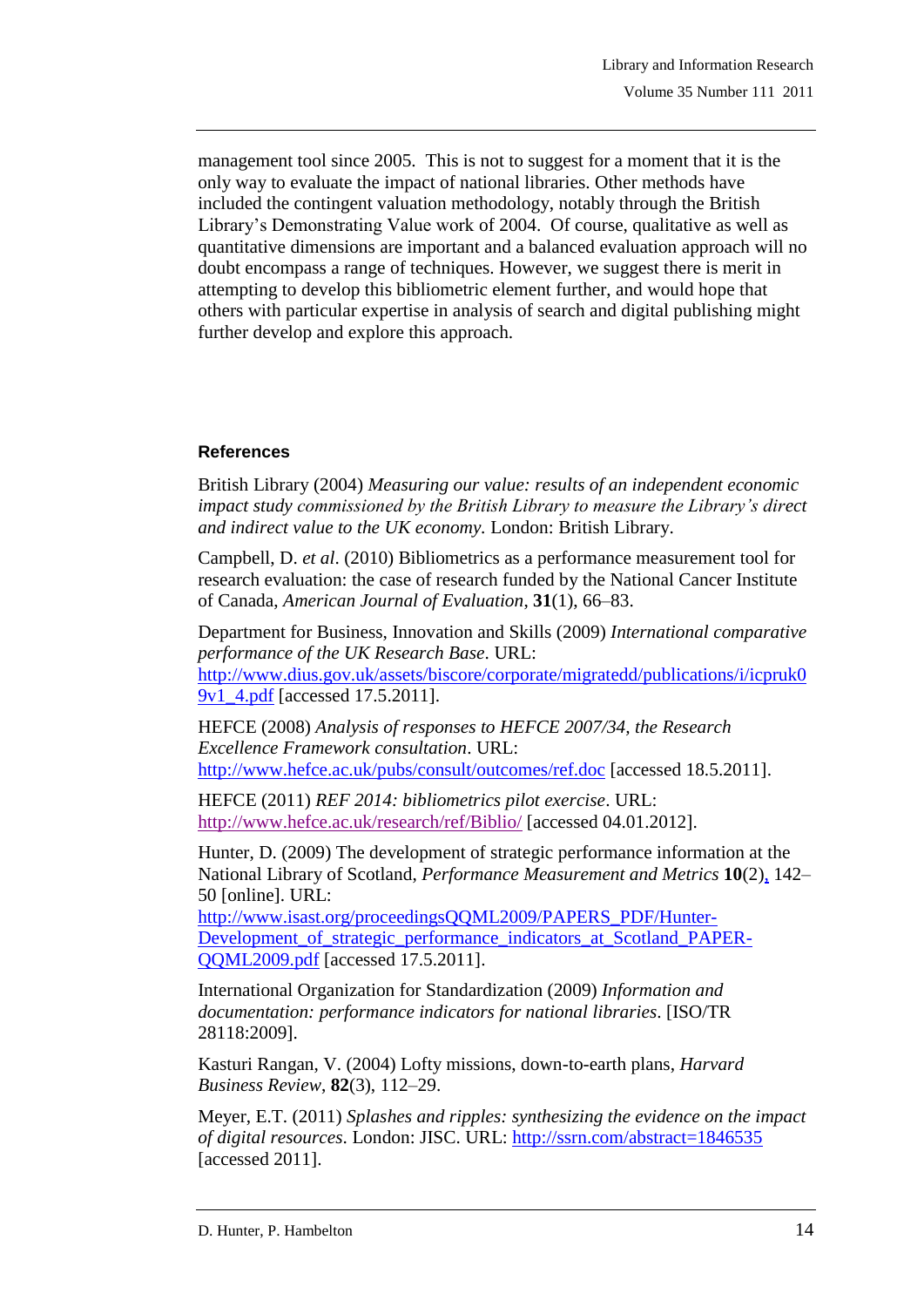management tool since 2005. This is not to suggest for a moment that it is the only way to evaluate the impact of national libraries. Other methods have included the contingent valuation methodology, notably through the British Library's Demonstrating Value work of 2004. Of course, qualitative as well as quantitative dimensions are important and a balanced evaluation approach will no doubt encompass a range of techniques. However, we suggest there is merit in attempting to develop this bibliometric element further, and would hope that others with particular expertise in analysis of search and digital publishing might further develop and explore this approach.

### References

British Library (2004) *Measuring our value: results of an independent economic impact study commissioned by the British Library to measure the Library's direct and indirect value to the UK economy*. London: British Library.

Campbell, D. *et al*. (2010) Bibliometrics as a performance measurement tool for research evaluation: the case of research funded by the National Cancer Institute of Canada, *American Journal of Evaluation*, **31**(1), 66–83.

Department for Business, Innovation and Skills (2009) *International comparative performance of the UK Research Base*. URL: http://www.dius.gov.uk/assets/biscore/corporate/migratedd/publications/i/icpruk09v1_4.pdf [accessed 17.5.2011].

HEFCE (2008) *Analysis of responses to HEFCE 2007/34, the Research Excellence Framework consultation*. URL: http://www.hefce.ac.uk/pubs/consult/outcomes/ref.doc [accessed 18.5.2011].

HEFCE (2011) *REF 2014: bibliometrics pilot exercise*. URL: http://www.hefce.ac.uk/research/ref/Biblio/ [accessed 04.01.2012].

Hunter, D. (2009) The development of strategic performance information at the National Library of Scotland, *Performance Measurement and Metrics* **10**(2), 142–50 [online]. URL: http://www.isast.org/proceedingsQQML2009/PAPERS_PDF/Hunter-Development_of_strategic_performance_indicators_at_Scotland_PAPER-QQML2009.pdf [accessed 17.5.2011].

International Organization for Standardization (2009) *Information and documentation: performance indicators for national libraries*. [ISO/TR 28118:2009].

Kasturi Rangan, V. (2004) Lofty missions, down-to-earth plans, *Harvard Business Review*, **82**(3), 112–29.

Meyer, E.T. (2011) *Splashes and ripples: synthesizing the evidence on the impact of digital resources*. London: JISC. URL: http://ssrn.com/abstract=1846535 [accessed 2011].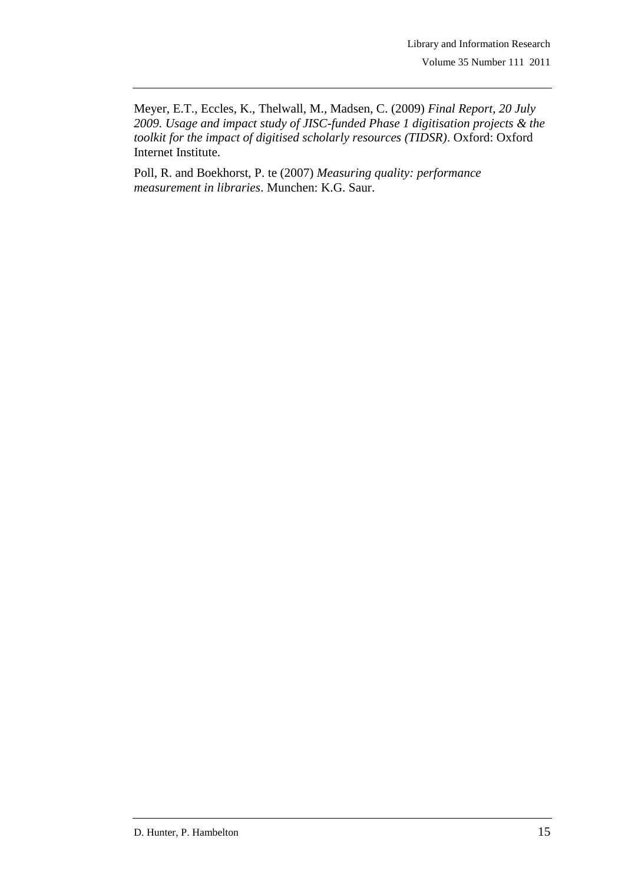Meyer, E.T., Eccles, K., Thelwall, M., Madsen, C. (2009) *Final Report, 20 July 2009. Usage and impact study of JISC-funded Phase 1 digitisation projects & the toolkit for the impact of digitised scholarly resources (TIDSR)*. Oxford: Oxford Internet Institute.

Poll, R. and Boekhorst, P. te (2007) *Measuring quality: performance measurement in libraries*. Munchen: K.G. Saur.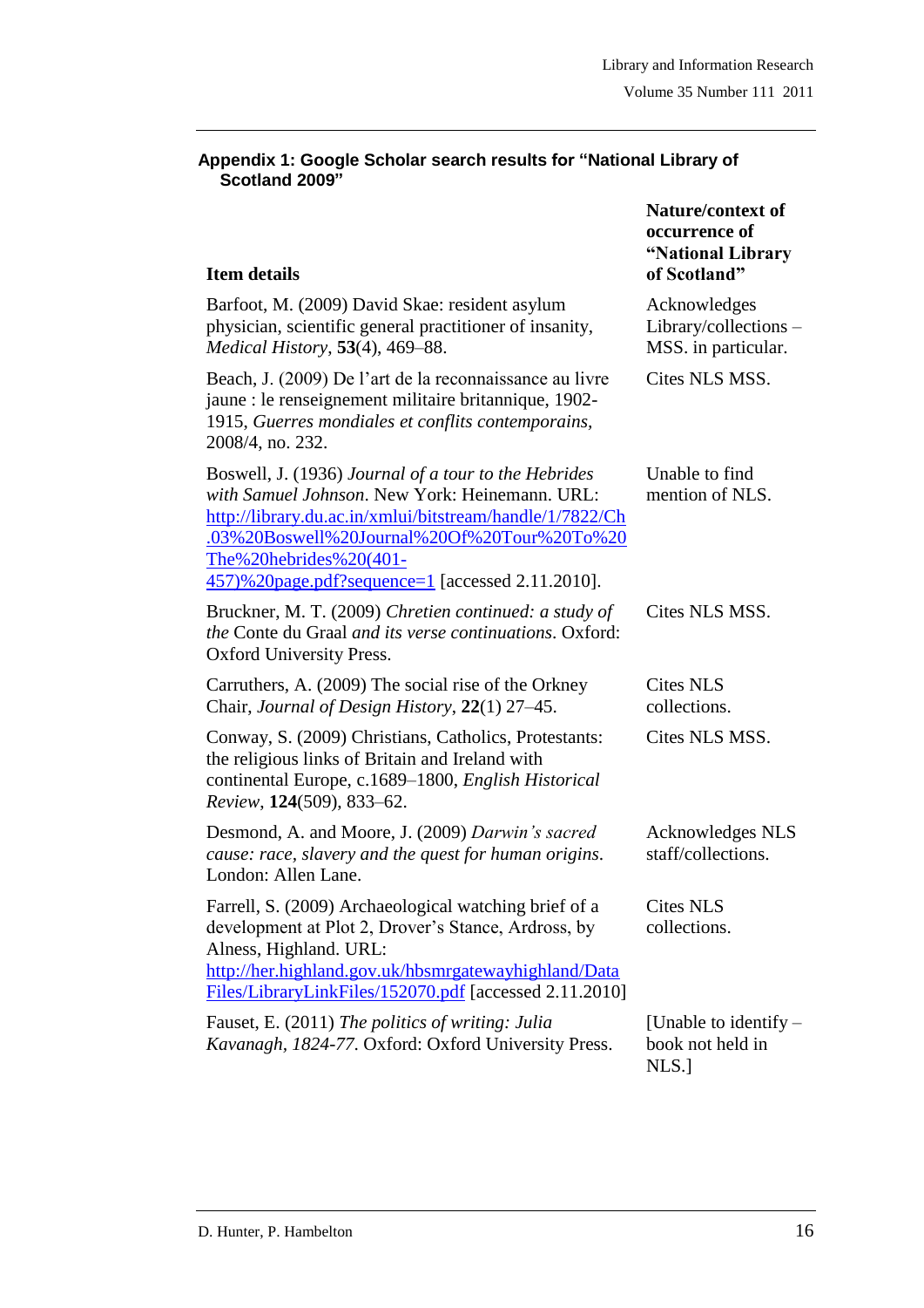#### Appendix 1: Google Scholar search results for "National Library of Scotland 2009"

| Item details | Nature/context of occurrence of "National Library of Scotland" |
|---|---|
| Barfoot, M. (2009) David Skae: resident asylum physician, scientific general practitioner of insanity, *Medical History*, **53**(4), 469–88. | Acknowledges Library/collections – MSS. in particular. |
| Beach, J. (2009) De l'art de la reconnaissance au livre jaune : le renseignement militaire britannique, 1902-1915, *Guerres mondiales et conflits contemporains*, 2008/4, no. 232. | Cites NLS MSS. |
| Boswell, J. (1936) *Journal of a tour to the Hebrides with Samuel Johnson*. New York: Heinemann. URL: http://library.du.ac.in/xmlui/bitstream/handle/1/7822/Ch.03%20Boswell%20Journal%20Of%20Tour%20To%20The%20hebrides%20(401-457)%20page.pdf?sequence=1 [accessed 2.11.2010]. | Unable to find mention of NLS. |
| Bruckner, M. T. (2009) *Chretien continued: a study of the* Conte du Graal *and its verse continuations*. Oxford: Oxford University Press. | Cites NLS MSS. |
| Carruthers, A. (2009) The social rise of the Orkney Chair, *Journal of Design History*, **22**(1) 27–45. | Cites NLS collections. |
| Conway, S. (2009) Christians, Catholics, Protestants: the religious links of Britain and Ireland with continental Europe, c.1689–1800, *English Historical Review*, **124**(509), 833–62. | Cites NLS MSS. |
| Desmond, A. and Moore, J. (2009) *Darwin's sacred cause: race, slavery and the quest for human origins*. London: Allen Lane. | Acknowledges NLS staff/collections. |
| Farrell, S. (2009) Archaeological watching brief of a development at Plot 2, Drover's Stance, Ardross, by Alness, Highland. URL: http://her.highland.gov.uk/hbsmrgatewayhighland/DataFiles/LibraryLinkFiles/152070.pdf [accessed 2.11.2010] | Cites NLS collections. |
| Fauset, E. (2011) *The politics of writing: Julia Kavanagh, 1824-77*. Oxford: Oxford University Press. | [Unable to identify – book not held in NLS.] |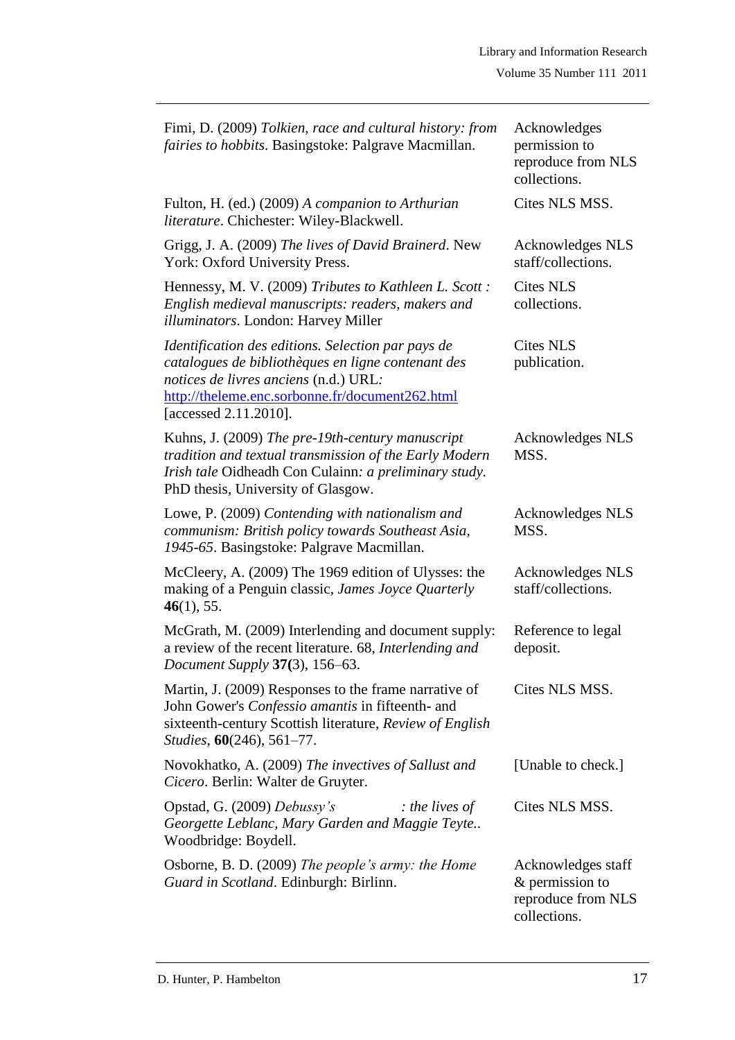| | |
|---|---|
| Fimi, D. (2009) *Tolkien, race and cultural history: from fairies to hobbits*. Basingstoke: Palgrave Macmillan. | Acknowledges permission to reproduce from NLS collections. |
| Fulton, H. (ed.) (2009) *A companion to Arthurian literature*. Chichester: Wiley-Blackwell. | Cites NLS MSS. |
| Grigg, J. A. (2009) *The lives of David Brainerd*. New York: Oxford University Press. | Acknowledges NLS staff/collections. |
| Hennessy, M. V. (2009) *Tributes to Kathleen L. Scott : English medieval manuscripts: readers, makers and illuminators*. London: Harvey Miller | Cites NLS collections. |
| *Identification des editions. Selection par pays de catalogues de bibliothèques en ligne contenant des notices de livres anciens* (n.d.) URL*:* http://theleme.enc.sorbonne.fr/document262.html [accessed 2.11.2010]. | Cites NLS publication. |
| Kuhns, J. (2009) *The pre-19th-century manuscript tradition and textual transmission of the Early Modern Irish tale* Oidheadh Con Culainn*: a preliminary study*. PhD thesis, University of Glasgow. | Acknowledges NLS MSS. |
| Lowe, P. (2009) *Contending with nationalism and communism: British policy towards Southeast Asia, 1945-65*. Basingstoke: Palgrave Macmillan. | Acknowledges NLS MSS. |
| McCleery, A. (2009) The 1969 edition of Ulysses: the making of a Penguin classic, *James Joyce Quarterly* **46**(1), 55. | Acknowledges NLS staff/collections. |
| McGrath, M. (2009) Interlending and document supply: a review of the recent literature. 68, *Interlending and Document Supply* **37(**3), 156–63. | Reference to legal deposit. |
| Martin, J. (2009) Responses to the frame narrative of John Gower's *Confessio amantis* in fifteenth- and sixteenth-century Scottish literature, *Review of English Studies*, **60**(246), 561–77. | Cites NLS MSS. |
| Novokhatko, A. (2009) *The invectives of Sallust and Cicero*. Berlin: Walter de Gruyter. | [Unable to check.] |
| Opstad, G. (2009) *Debussy's : the lives of Georgette Leblanc, Mary Garden and Maggie Teyte..* Woodbridge: Boydell. | Cites NLS MSS. |
| Osborne, B. D. (2009) *The people's army: the Home Guard in Scotland*. Edinburgh: Birlinn. | Acknowledges staff & permission to reproduce from NLS collections. |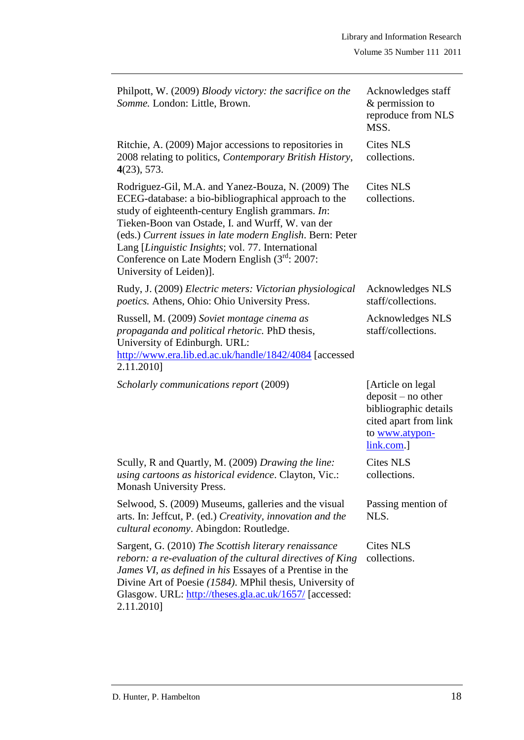| | |
|---|---|
| Philpott, W. (2009) *Bloody victory: the sacrifice on the Somme.* London: Little, Brown. | Acknowledges staff & permission to reproduce from NLS MSS. |
| Ritchie, A. (2009) Major accessions to repositories in 2008 relating to politics, *Contemporary British History*, **4**(23), 573. | Cites NLS collections. |
| Rodriguez-Gil, M.A. and Yanez-Bouza, N. (2009) The ECEG-database: a bio-bibliographical approach to the study of eighteenth-century English grammars. *In*: Tieken-Boon van Ostade, I. and Wurff, W. van der (eds.) *Current issues in late modern English*. Bern: Peter Lang [*Linguistic Insights*; vol. 77. International Conference on Late Modern English (3rd: 2007: University of Leiden)]. | Cites NLS collections. |
| Rudy, J. (2009) *Electric meters: Victorian physiological poetics.* Athens, Ohio: Ohio University Press. | Acknowledges NLS staff/collections. |
| Russell, M. (2009) *Soviet montage cinema as propaganda and political rhetoric.* PhD thesis, University of Edinburgh. URL: http://www.era.lib.ed.ac.uk/handle/1842/4084 [accessed 2.11.2010] | Acknowledges NLS staff/collections. |
| *Scholarly communications report* (2009) | [Article on legal deposit – no other bibliographic details cited apart from link to www.atypon-link.com.] |
| Scully, R and Quartly, M. (2009) *Drawing the line: using cartoons as historical evidence*. Clayton, Vic.: Monash University Press. | Cites NLS collections. |
| Selwood, S. (2009) Museums, galleries and the visual arts. In: Jeffcut, P. (ed.) *Creativity, innovation and the cultural economy*. Abingdon: Routledge. | Passing mention of NLS. |
| Sargent, G. (2010) *The Scottish literary renaissance reborn: a re-evaluation of the cultural directives of King James VI, as defined in his* Essayes of a Prentise in the Divine Art of Poesie *(1584).* MPhil thesis, University of Glasgow. URL: http://theses.gla.ac.uk/1657/ [accessed: 2.11.2010] | Cites NLS collections. |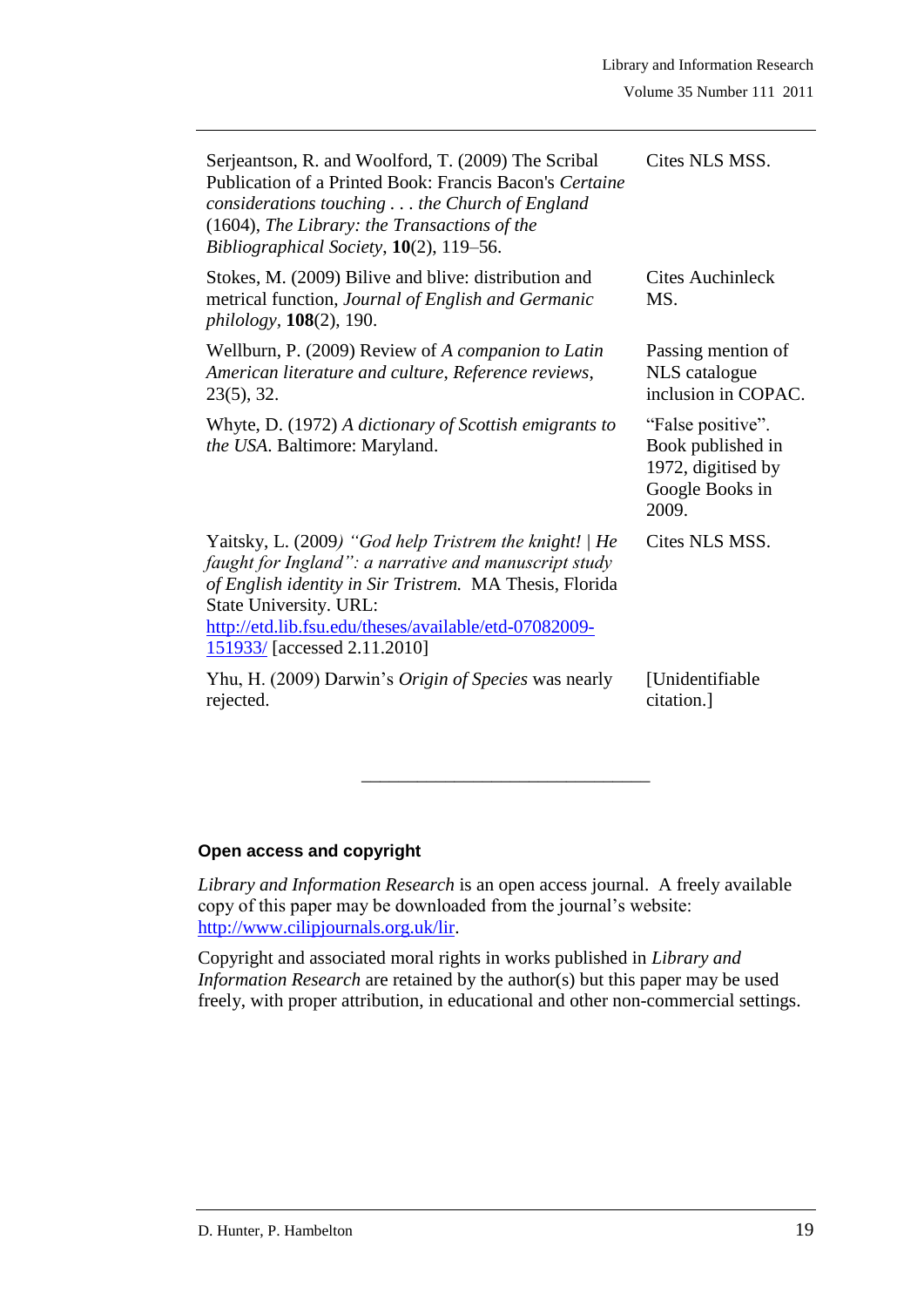| | |
|---|---|
| Serjeantson, R. and Woolford, T. (2009) The Scribal Publication of a Printed Book: Francis Bacon's *Certaine considerations touching . . . the Church of England* (1604), *The Library: the Transactions of the Bibliographical Society*, **10**(2), 119–56. | Cites NLS MSS. |
| Stokes, M. (2009) Bilive and blive: distribution and metrical function, *Journal of English and Germanic philology*, **108**(2), 190. | Cites Auchinleck MS. |
| Wellburn, P. (2009) Review of *A companion to Latin American literature and culture*, *Reference reviews*, 23(5), 32. | Passing mention of NLS catalogue inclusion in COPAC. |
| Whyte, D. (1972) *A dictionary of Scottish emigrants to the USA*. Baltimore: Maryland. | "False positive". Book published in 1972, digitised by Google Books in 2009. |
| Yaitsky, L. (2009) *"God help Tristrem the knight! \| He faught for Ingland": a narrative and manuscript study of English identity in Sir Tristrem.* MA Thesis, Florida State University. URL: http://etd.lib.fsu.edu/theses/available/etd-07082009-151933/ [accessed 2.11.2010] | Cites NLS MSS. |
| Yhu, H. (2009) Darwin's *Origin of Species* was nearly rejected. | [Unidentifiable citation.] |

---

#### Open access and copyright

*Library and Information Research* is an open access journal. A freely available copy of this paper may be downloaded from the journal's website: http://www.cilipjournals.org.uk/lir.

Copyright and associated moral rights in works published in *Library and Information Research* are retained by the author(s) but this paper may be used freely, with proper attribution, in educational and other non-commercial settings.